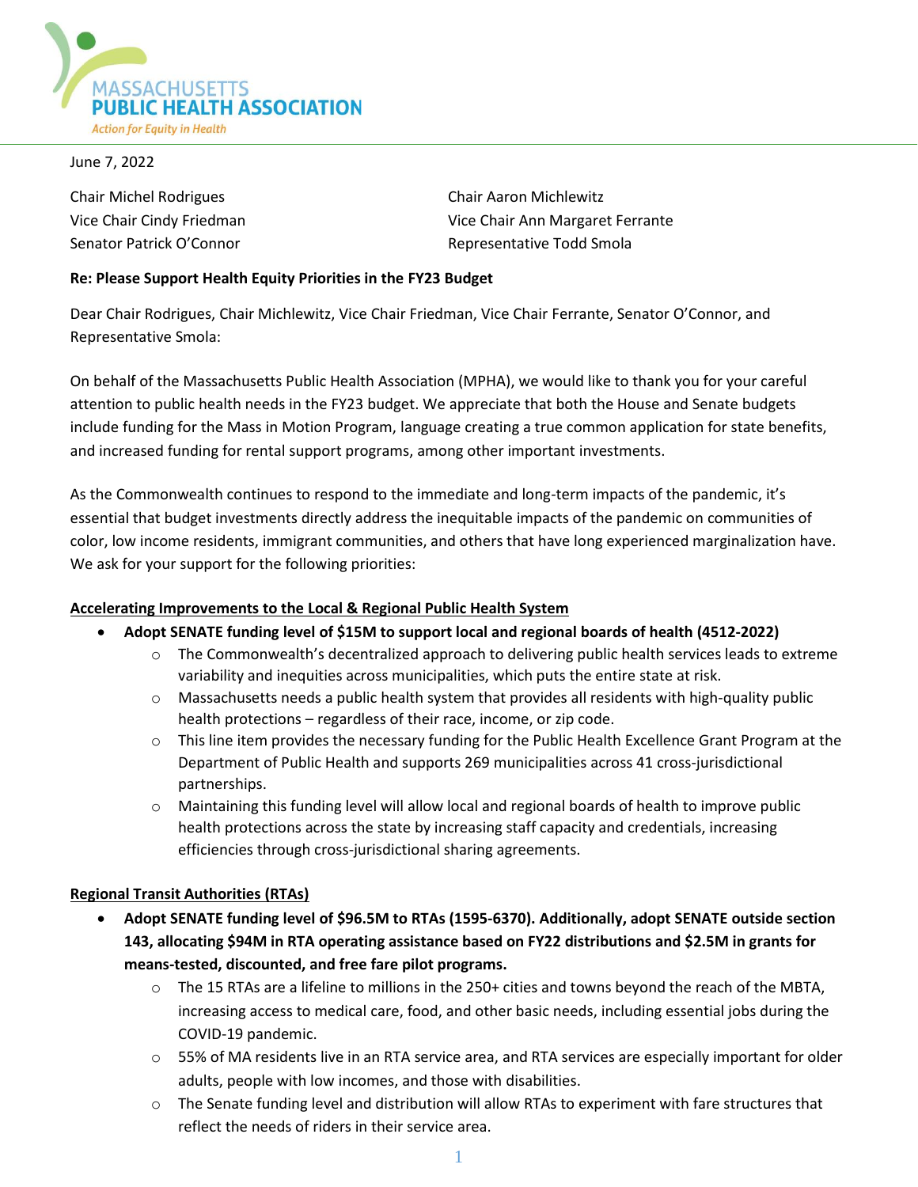MASSACHUSETTS
PUBLIC HEALTH ASSOCIATION
*Action for Equity in Health*

June 7, 2022

Chair Michel Rodrigues
Vice Chair Cindy Friedman
Senator Patrick O'Connor

Chair Aaron Michlewitz
Vice Chair Ann Margaret Ferrante
Representative Todd Smola

**Re: Please Support Health Equity Priorities in the FY23 Budget**

Dear Chair Rodrigues, Chair Michlewitz, Vice Chair Friedman, Vice Chair Ferrante, Senator O'Connor, and Representative Smola:

On behalf of the Massachusetts Public Health Association (MPHA), we would like to thank you for your careful attention to public health needs in the FY23 budget. We appreciate that both the House and Senate budgets include funding for the Mass in Motion Program, language creating a true common application for state benefits, and increased funding for rental support programs, among other important investments.

As the Commonwealth continues to respond to the immediate and long-term impacts of the pandemic, it's essential that budget investments directly address the inequitable impacts of the pandemic on communities of color, low income residents, immigrant communities, and others that have long experienced marginalization have. We ask for your support for the following priorities:

**<u>Accelerating Improvements to the Local & Regional Public Health System</u>**

- **Adopt SENATE funding level of $15M to support local and regional boards of health (4512-2022)**
  - The Commonwealth's decentralized approach to delivering public health services leads to extreme variability and inequities across municipalities, which puts the entire state at risk.
  - Massachusetts needs a public health system that provides all residents with high-quality public health protections – regardless of their race, income, or zip code.
  - This line item provides the necessary funding for the Public Health Excellence Grant Program at the Department of Public Health and supports 269 municipalities across 41 cross-jurisdictional partnerships.
  - Maintaining this funding level will allow local and regional boards of health to improve public health protections across the state by increasing staff capacity and credentials, increasing efficiencies through cross-jurisdictional sharing agreements.

**<u>Regional Transit Authorities (RTAs)</u>**

- **Adopt SENATE funding level of $96.5M to RTAs (1595-6370). Additionally, adopt SENATE outside section 143, allocating $94M in RTA operating assistance based on FY22 distributions and $2.5M in grants for means-tested, discounted, and free fare pilot programs.**
  - The 15 RTAs are a lifeline to millions in the 250+ cities and towns beyond the reach of the MBTA, increasing access to medical care, food, and other basic needs, including essential jobs during the COVID-19 pandemic.
  - 55% of MA residents live in an RTA service area, and RTA services are especially important for older adults, people with low incomes, and those with disabilities.
  - The Senate funding level and distribution will allow RTAs to experiment with fare structures that reflect the needs of riders in their service area.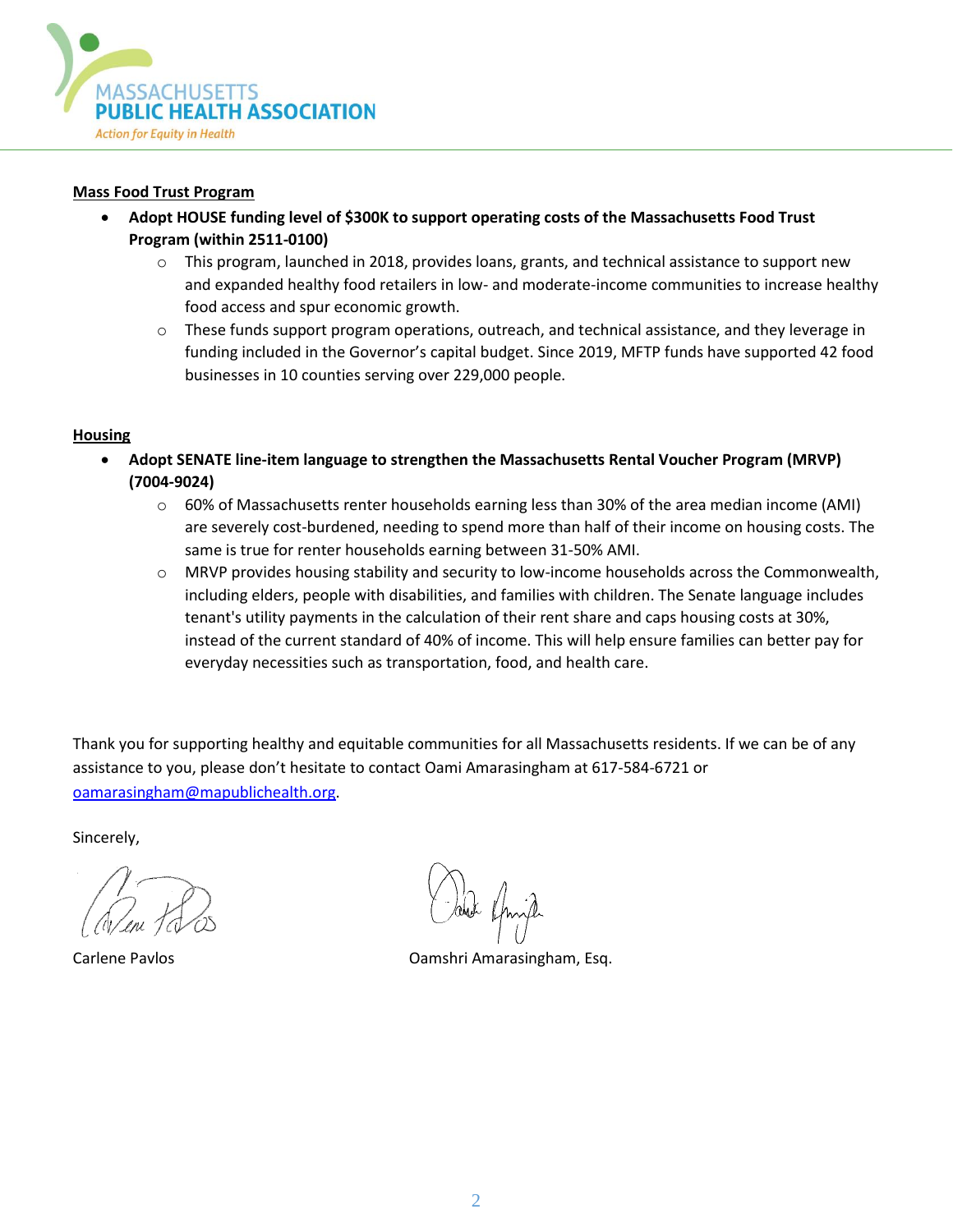**Mass Food Trust Program**

- **Adopt HOUSE funding level of $300K to support operating costs of the Massachusetts Food Trust Program (within 2511-0100)**
  - This program, launched in 2018, provides loans, grants, and technical assistance to support new and expanded healthy food retailers in low- and moderate-income communities to increase healthy food access and spur economic growth.
  - These funds support program operations, outreach, and technical assistance, and they leverage in funding included in the Governor's capital budget. Since 2019, MFTP funds have supported 42 food businesses in 10 counties serving over 229,000 people.

**Housing**

- **Adopt SENATE line-item language to strengthen the Massachusetts Rental Voucher Program (MRVP) (7004-9024)**
  - 60% of Massachusetts renter households earning less than 30% of the area median income (AMI) are severely cost-burdened, needing to spend more than half of their income on housing costs. The same is true for renter households earning between 31-50% AMI.
  - MRVP provides housing stability and security to low-income households across the Commonwealth, including elders, people with disabilities, and families with children. The Senate language includes tenant's utility payments in the calculation of their rent share and caps housing costs at 30%, instead of the current standard of 40% of income. This will help ensure families can better pay for everyday necessities such as transportation, food, and health care.

Thank you for supporting healthy and equitable communities for all Massachusetts residents. If we can be of any assistance to you, please don't hesitate to contact Oami Amarasingham at 617-584-6721 or oamarasingham@mapublichealth.org.

Sincerely,

Carlene Pavlos

Oamshri Amarasingham, Esq.